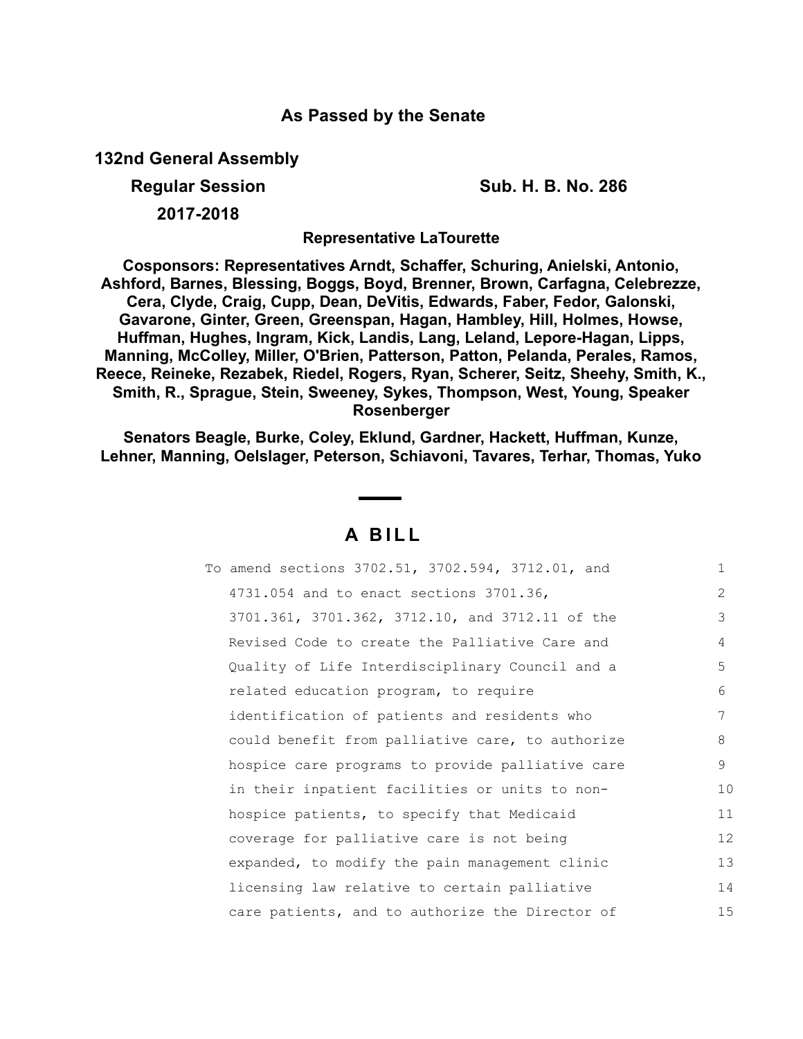**As Passed by the Senate**

**132nd General Assembly**

**Regular Session** **Sub. H. B. No. 286**

**2017-2018**

**Representative LaTourette**

**Cosponsors: Representatives Arndt, Schaffer, Schuring, Anielski, Antonio, Ashford, Barnes, Blessing, Boggs, Boyd, Brenner, Brown, Carfagna, Celebrezze, Cera, Clyde, Craig, Cupp, Dean, DeVitis, Edwards, Faber, Fedor, Galonski, Gavarone, Ginter, Green, Greenspan, Hagan, Hambley, Hill, Holmes, Howse, Huffman, Hughes, Ingram, Kick, Landis, Lang, Leland, Lepore-Hagan, Lipps, Manning, McColley, Miller, O'Brien, Patterson, Patton, Pelanda, Perales, Ramos, Reece, Reineke, Rezabek, Riedel, Rogers, Ryan, Scherer, Seitz, Sheehy, Smith, K., Smith, R., Sprague, Stein, Sweeney, Sykes, Thompson, West, Young, Speaker Rosenberger**

**Senators Beagle, Burke, Coley, Eklund, Gardner, Hackett, Huffman, Kunze, Lehner, Manning, Oelslager, Peterson, Schiavoni, Tavares, Terhar, Thomas, Yuko**

# A BILL

To amend sections 3702.51, 3702.594, 3712.01, and 4731.054 and to enact sections 3701.36, 3701.361, 3701.362, 3712.10, and 3712.11 of the Revised Code to create the Palliative Care and Quality of Life Interdisciplinary Council and a related education program, to require identification of patients and residents who could benefit from palliative care, to authorize hospice care programs to provide palliative care in their inpatient facilities or units to non-hospice patients, to specify that Medicaid coverage for palliative care is not being expanded, to modify the pain management clinic licensing law relative to certain palliative care patients, and to authorize the Director of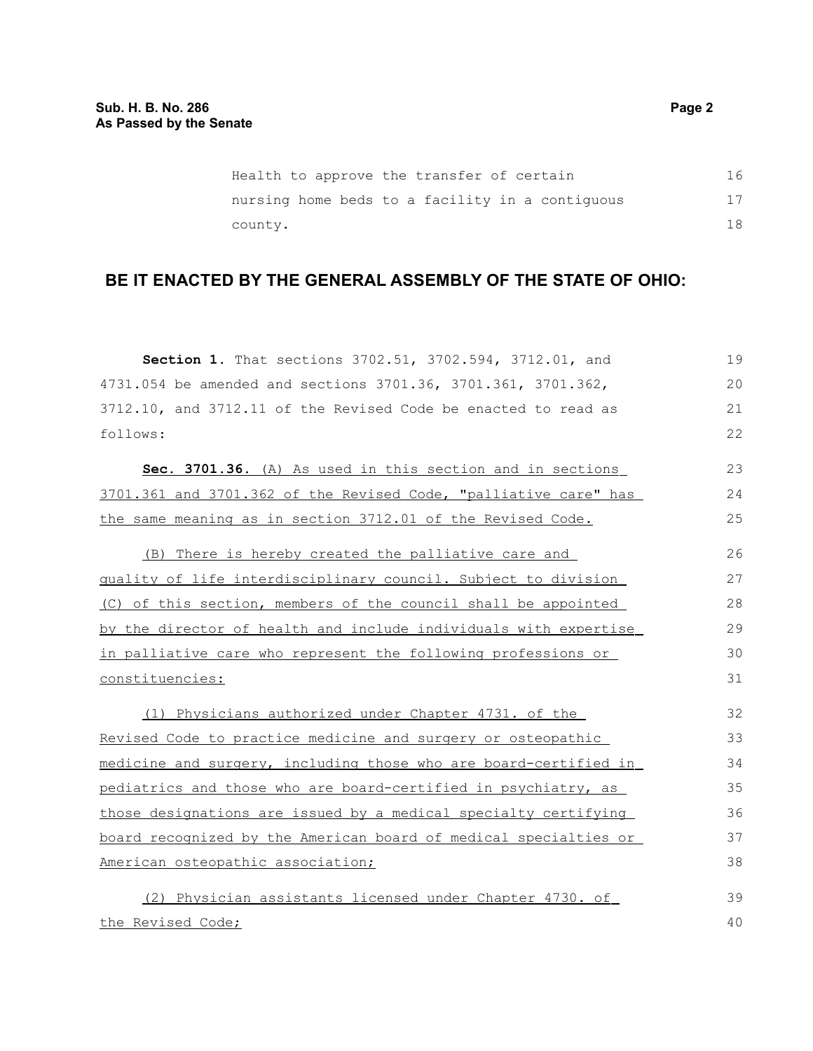Health to approve the transfer of certain nursing home beds to a facility in a contiguous county.

## BE IT ENACTED BY THE GENERAL ASSEMBLY OF THE STATE OF OHIO:

**Section 1.** That sections 3702.51, 3702.594, 3712.01, and 4731.054 be amended and sections 3701.36, 3701.361, 3701.362, 3712.10, and 3712.11 of the Revised Code be enacted to read as follows:

**Sec. 3701.36.** (A) As used in this section and in sections 3701.361 and 3701.362 of the Revised Code, "palliative care" has the same meaning as in section 3712.01 of the Revised Code.

(B) There is hereby created the palliative care and quality of life interdisciplinary council. Subject to division (C) of this section, members of the council shall be appointed by the director of health and include individuals with expertise in palliative care who represent the following professions or constituencies:

(1) Physicians authorized under Chapter 4731. of the Revised Code to practice medicine and surgery or osteopathic medicine and surgery, including those who are board-certified in pediatrics and those who are board-certified in psychiatry, as those designations are issued by a medical specialty certifying board recognized by the American board of medical specialties or American osteopathic association;

(2) Physician assistants licensed under Chapter 4730. of the Revised Code;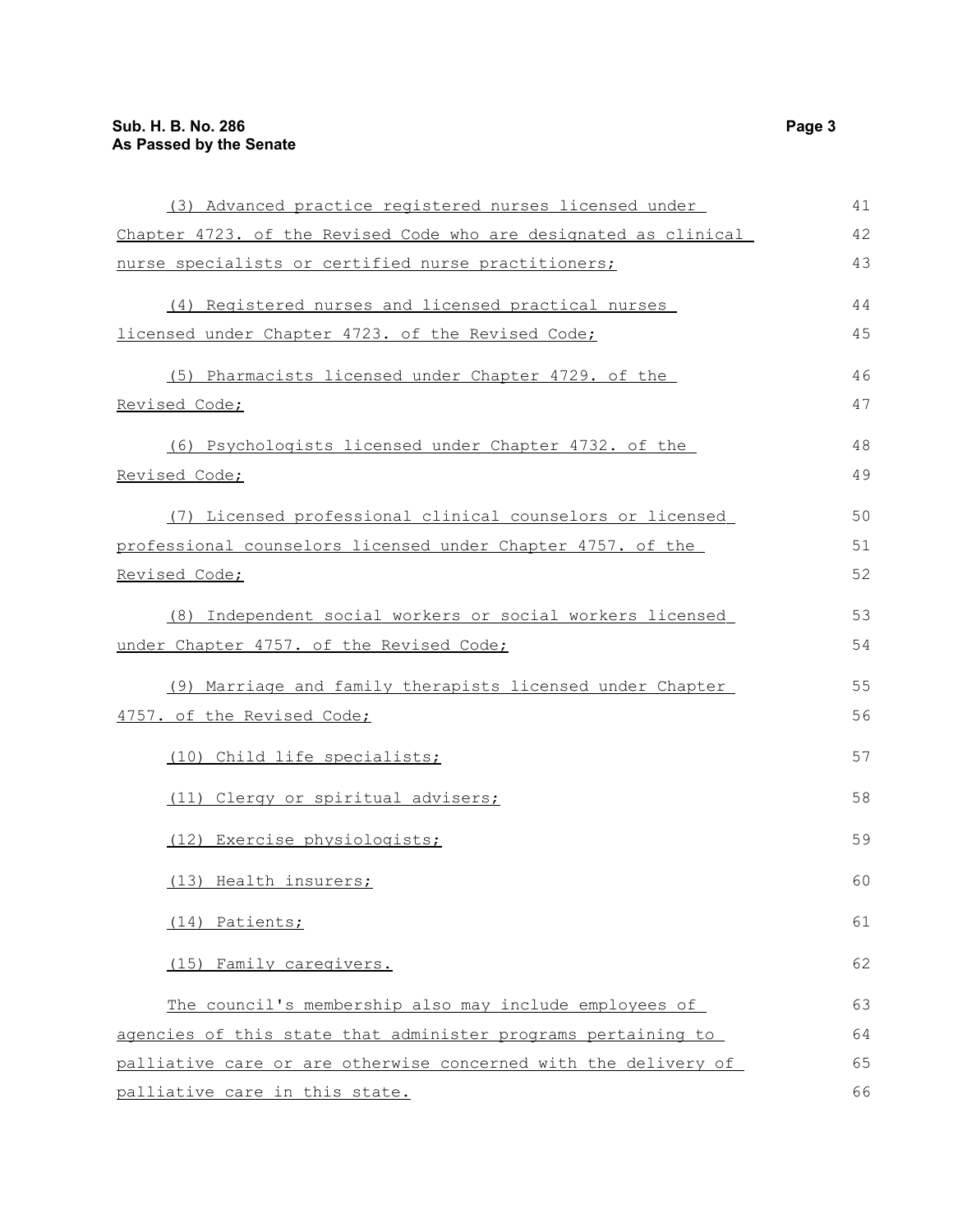(3) Advanced practice registered nurses licensed under Chapter 4723. of the Revised Code who are designated as clinical nurse specialists or certified nurse practitioners;

(4) Registered nurses and licensed practical nurses licensed under Chapter 4723. of the Revised Code;

(5) Pharmacists licensed under Chapter 4729. of the Revised Code;

(6) Psychologists licensed under Chapter 4732. of the Revised Code;

(7) Licensed professional clinical counselors or licensed professional counselors licensed under Chapter 4757. of the Revised Code;

(8) Independent social workers or social workers licensed under Chapter 4757. of the Revised Code;

(9) Marriage and family therapists licensed under Chapter 4757. of the Revised Code;

(10) Child life specialists;

(11) Clergy or spiritual advisers;

(12) Exercise physiologists;

(13) Health insurers;

(14) Patients;

(15) Family caregivers.

The council's membership also may include employees of agencies of this state that administer programs pertaining to palliative care or are otherwise concerned with the delivery of palliative care in this state.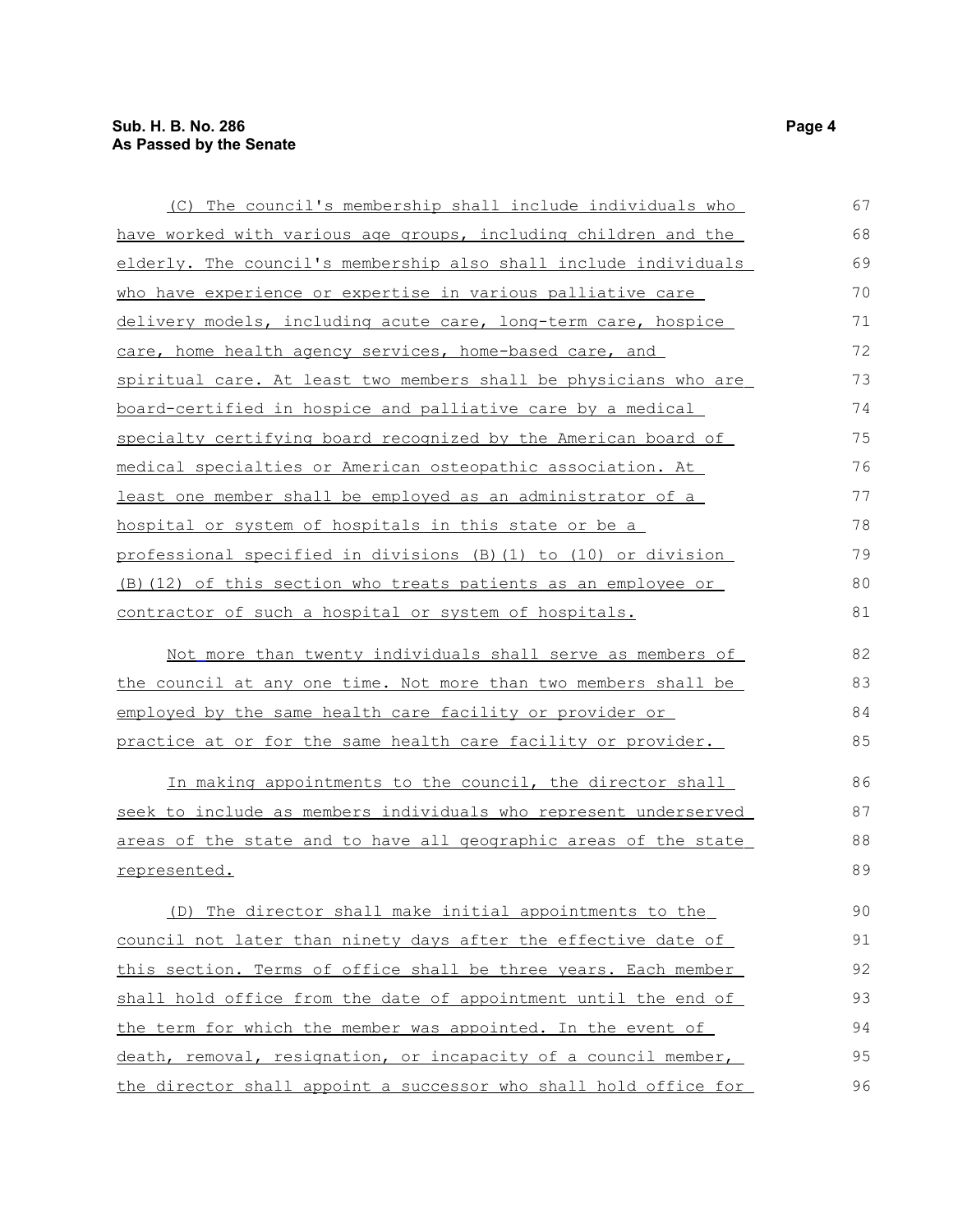(C) The council's membership shall include individuals who have worked with various age groups, including children and the elderly. The council's membership also shall include individuals who have experience or expertise in various palliative care delivery models, including acute care, long-term care, hospice care, home health agency services, home-based care, and spiritual care. At least two members shall be physicians who are board-certified in hospice and palliative care by a medical specialty certifying board recognized by the American board of medical specialties or American osteopathic association. At least one member shall be employed as an administrator of a hospital or system of hospitals in this state or be a professional specified in divisions (B)(1) to (10) or division (B)(12) of this section who treats patients as an employee or contractor of such a hospital or system of hospitals.

Not more than twenty individuals shall serve as members of the council at any one time. Not more than two members shall be employed by the same health care facility or provider or practice at or for the same health care facility or provider.

In making appointments to the council, the director shall seek to include as members individuals who represent underserved areas of the state and to have all geographic areas of the state represented.

(D) The director shall make initial appointments to the council not later than ninety days after the effective date of this section. Terms of office shall be three years. Each member shall hold office from the date of appointment until the end of the term for which the member was appointed. In the event of death, removal, resignation, or incapacity of a council member, the director shall appoint a successor who shall hold office for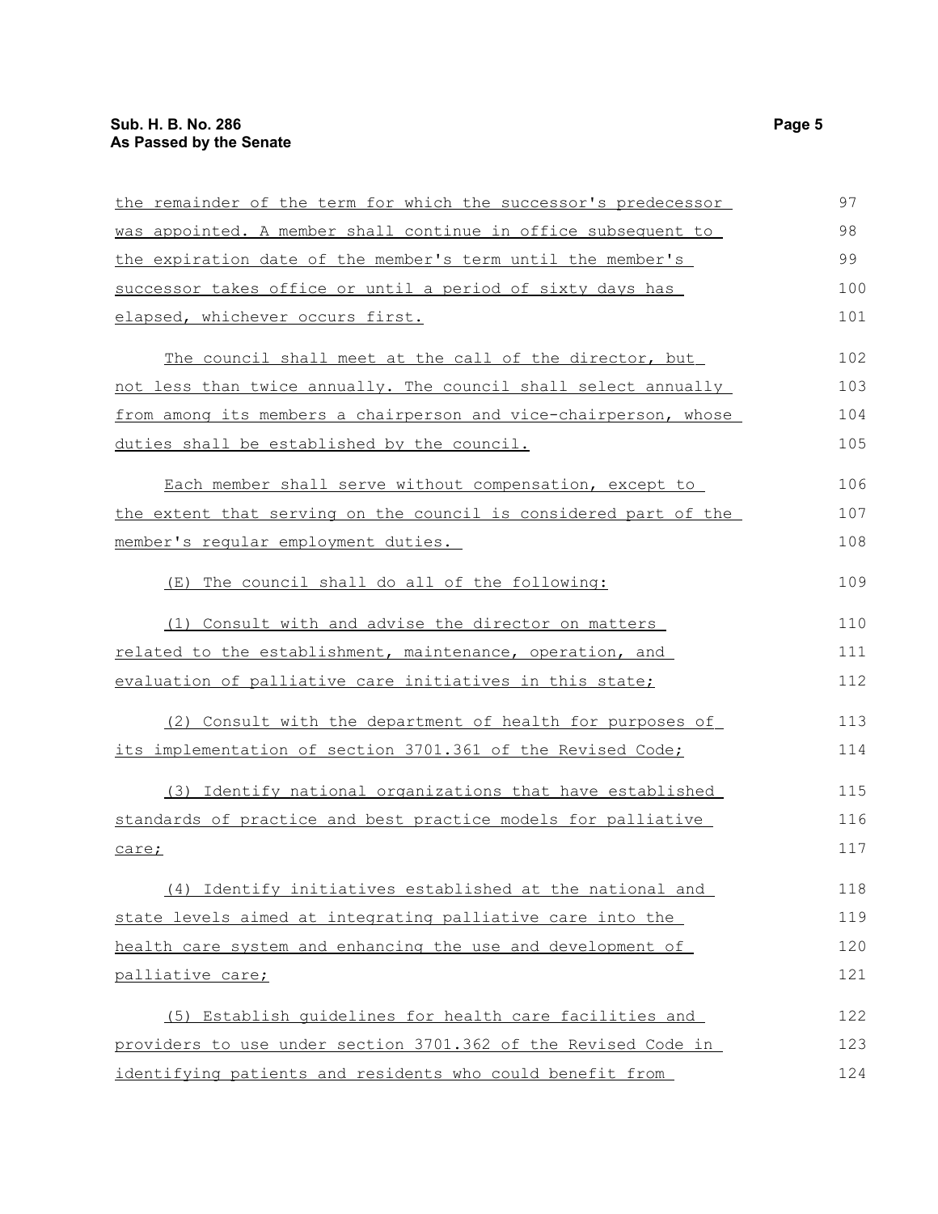the remainder of the term for which the successor's predecessor was appointed. A member shall continue in office subsequent to the expiration date of the member's term until the member's successor takes office or until a period of sixty days has elapsed, whichever occurs first.

The council shall meet at the call of the director, but not less than twice annually. The council shall select annually from among its members a chairperson and vice-chairperson, whose duties shall be established by the council.

Each member shall serve without compensation, except to the extent that serving on the council is considered part of the member's regular employment duties.

(E) The council shall do all of the following:

(1) Consult with and advise the director on matters related to the establishment, maintenance, operation, and evaluation of palliative care initiatives in this state;

(2) Consult with the department of health for purposes of its implementation of section 3701.361 of the Revised Code;

(3) Identify national organizations that have established standards of practice and best practice models for palliative care;

(4) Identify initiatives established at the national and state levels aimed at integrating palliative care into the health care system and enhancing the use and development of palliative care;

(5) Establish guidelines for health care facilities and providers to use under section 3701.362 of the Revised Code in identifying patients and residents who could benefit from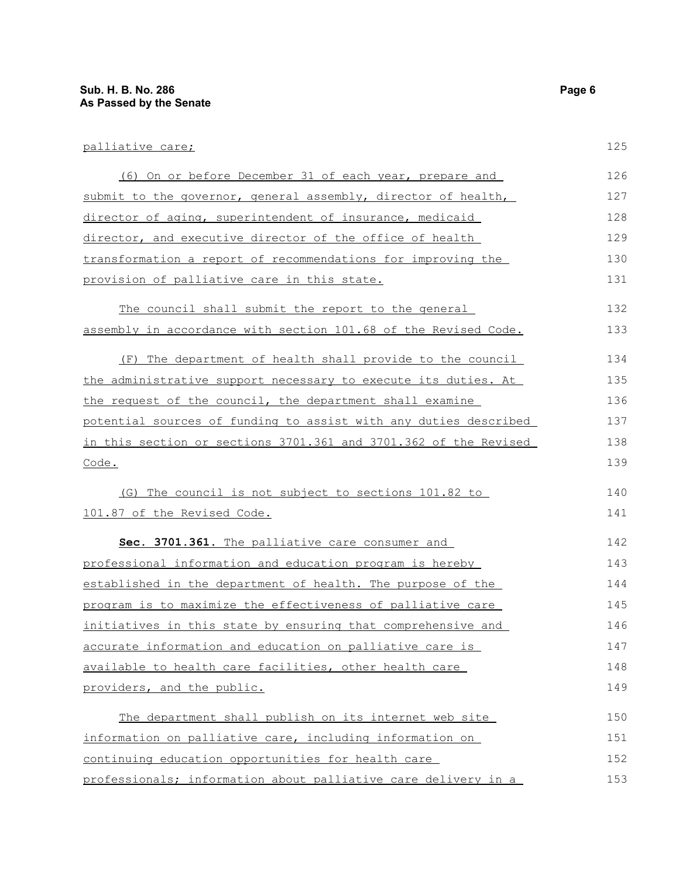palliative care;

(6) On or before December 31 of each year, prepare and submit to the governor, general assembly, director of health, director of aging, superintendent of insurance, medicaid director, and executive director of the office of health transformation a report of recommendations for improving the provision of palliative care in this state.

The council shall submit the report to the general assembly in accordance with section 101.68 of the Revised Code.

(F) The department of health shall provide to the council the administrative support necessary to execute its duties. At the request of the council, the department shall examine potential sources of funding to assist with any duties described in this section or sections 3701.361 and 3701.362 of the Revised Code.

(G) The council is not subject to sections 101.82 to 101.87 of the Revised Code.

**Sec. 3701.361.** The palliative care consumer and professional information and education program is hereby established in the department of health. The purpose of the program is to maximize the effectiveness of palliative care initiatives in this state by ensuring that comprehensive and accurate information and education on palliative care is available to health care facilities, other health care providers, and the public.

The department shall publish on its internet web site information on palliative care, including information on continuing education opportunities for health care professionals; information about palliative care delivery in a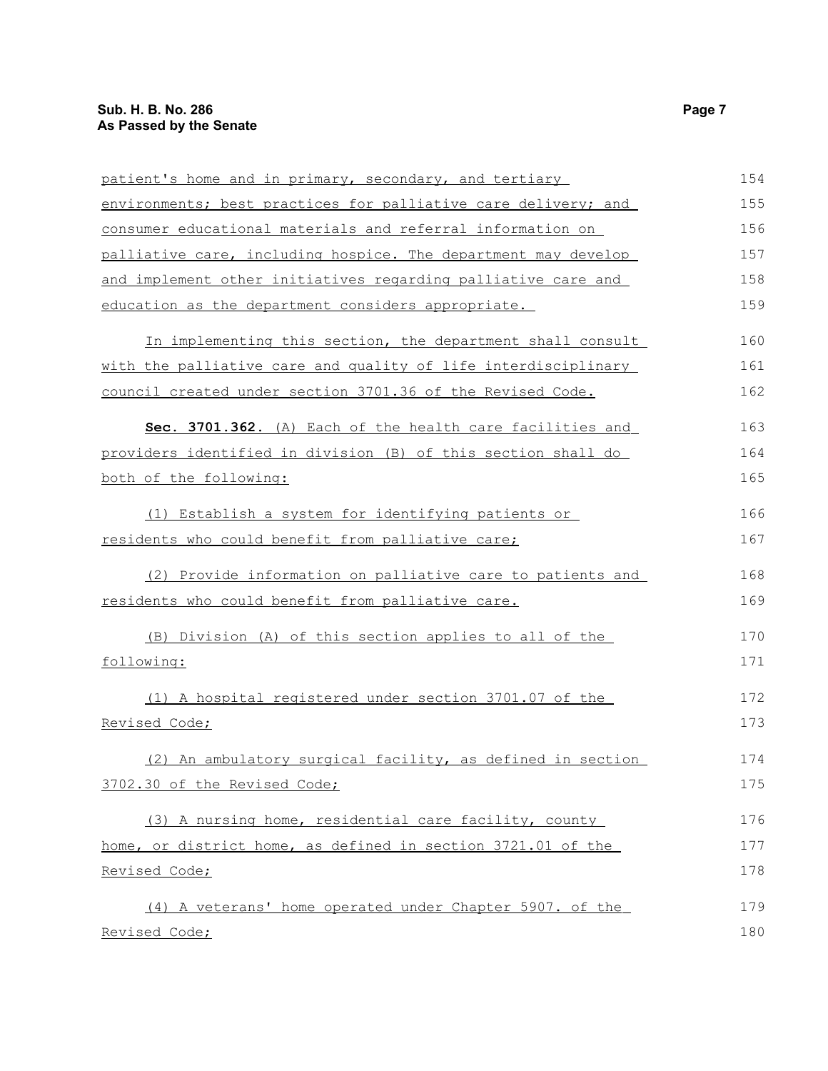patient's home and in primary, secondary, and tertiary environments; best practices for palliative care delivery; and consumer educational materials and referral information on palliative care, including hospice. The department may develop and implement other initiatives regarding palliative care and education as the department considers appropriate.

In implementing this section, the department shall consult with the palliative care and quality of life interdisciplinary council created under section 3701.36 of the Revised Code.

**Sec. 3701.362.** (A) Each of the health care facilities and providers identified in division (B) of this section shall do both of the following:

(1) Establish a system for identifying patients or residents who could benefit from palliative care;

(2) Provide information on palliative care to patients and residents who could benefit from palliative care.

(B) Division (A) of this section applies to all of the following:

(1) A hospital registered under section 3701.07 of the Revised Code;

(2) An ambulatory surgical facility, as defined in section 3702.30 of the Revised Code;

(3) A nursing home, residential care facility, county home, or district home, as defined in section 3721.01 of the Revised Code;

(4) A veterans' home operated under Chapter 5907. of the Revised Code;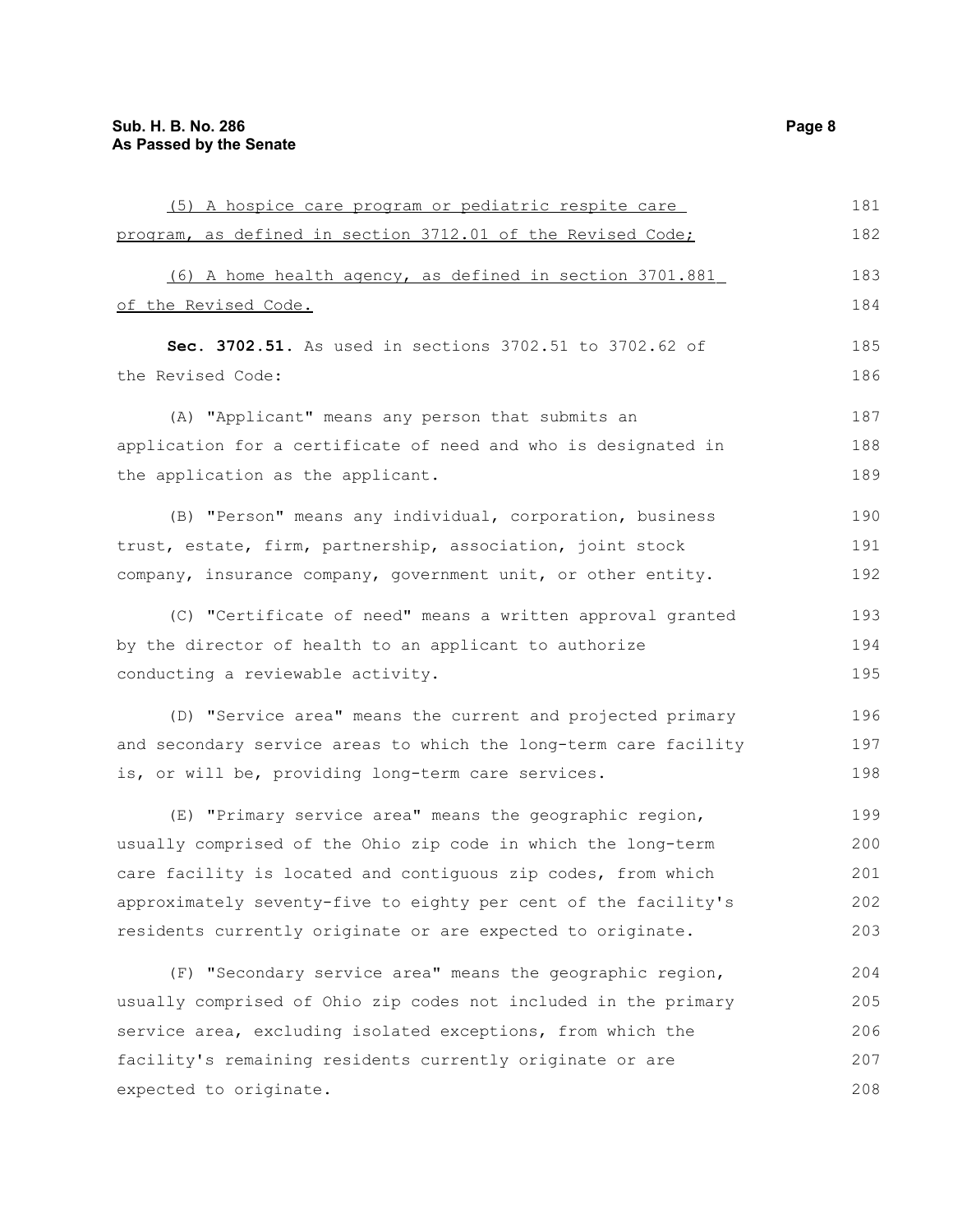(5) A hospice care program or pediatric respite care program, as defined in section 3712.01 of the Revised Code;

(6) A home health agency, as defined in section 3701.881 of the Revised Code.

**Sec. 3702.51.** As used in sections 3702.51 to 3702.62 of the Revised Code:

(A) "Applicant" means any person that submits an application for a certificate of need and who is designated in the application as the applicant.

(B) "Person" means any individual, corporation, business trust, estate, firm, partnership, association, joint stock company, insurance company, government unit, or other entity.

(C) "Certificate of need" means a written approval granted by the director of health to an applicant to authorize conducting a reviewable activity.

(D) "Service area" means the current and projected primary and secondary service areas to which the long-term care facility is, or will be, providing long-term care services.

(E) "Primary service area" means the geographic region, usually comprised of the Ohio zip code in which the long-term care facility is located and contiguous zip codes, from which approximately seventy-five to eighty per cent of the facility's residents currently originate or are expected to originate.

(F) "Secondary service area" means the geographic region, usually comprised of Ohio zip codes not included in the primary service area, excluding isolated exceptions, from which the facility's remaining residents currently originate or are expected to originate.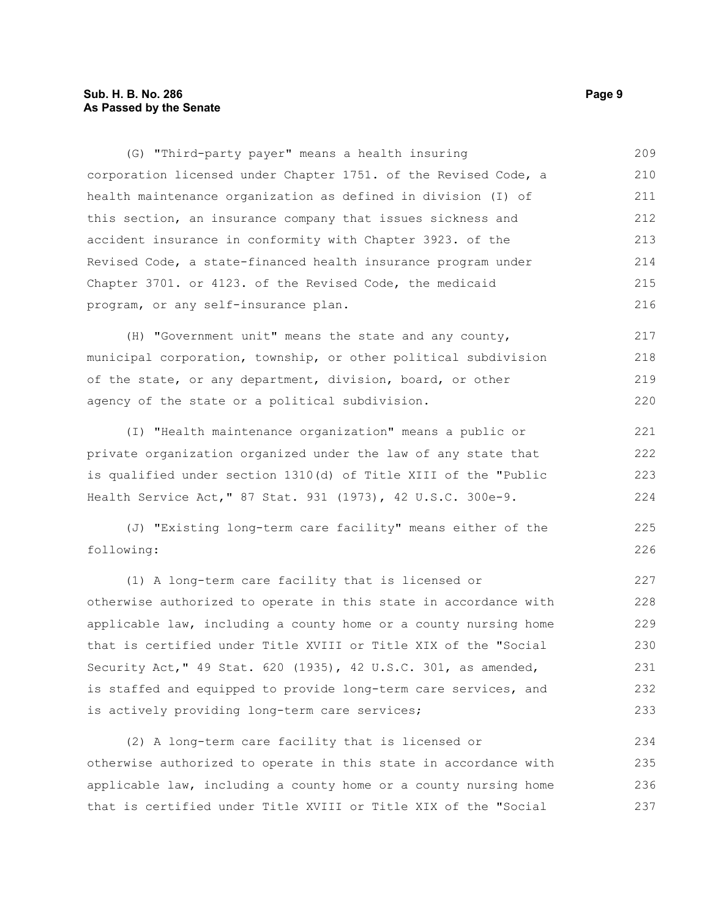(G) "Third-party payer" means a health insuring corporation licensed under Chapter 1751. of the Revised Code, a health maintenance organization as defined in division (I) of this section, an insurance company that issues sickness and accident insurance in conformity with Chapter 3923. of the Revised Code, a state-financed health insurance program under Chapter 3701. or 4123. of the Revised Code, the medicaid program, or any self-insurance plan.

(H) "Government unit" means the state and any county, municipal corporation, township, or other political subdivision of the state, or any department, division, board, or other agency of the state or a political subdivision.

(I) "Health maintenance organization" means a public or private organization organized under the law of any state that is qualified under section 1310(d) of Title XIII of the "Public Health Service Act," 87 Stat. 931 (1973), 42 U.S.C. 300e-9.

(J) "Existing long-term care facility" means either of the following:

(1) A long-term care facility that is licensed or otherwise authorized to operate in this state in accordance with applicable law, including a county home or a county nursing home that is certified under Title XVIII or Title XIX of the "Social Security Act," 49 Stat. 620 (1935), 42 U.S.C. 301, as amended, is staffed and equipped to provide long-term care services, and is actively providing long-term care services;

(2) A long-term care facility that is licensed or otherwise authorized to operate in this state in accordance with applicable law, including a county home or a county nursing home that is certified under Title XVIII or Title XIX of the "Social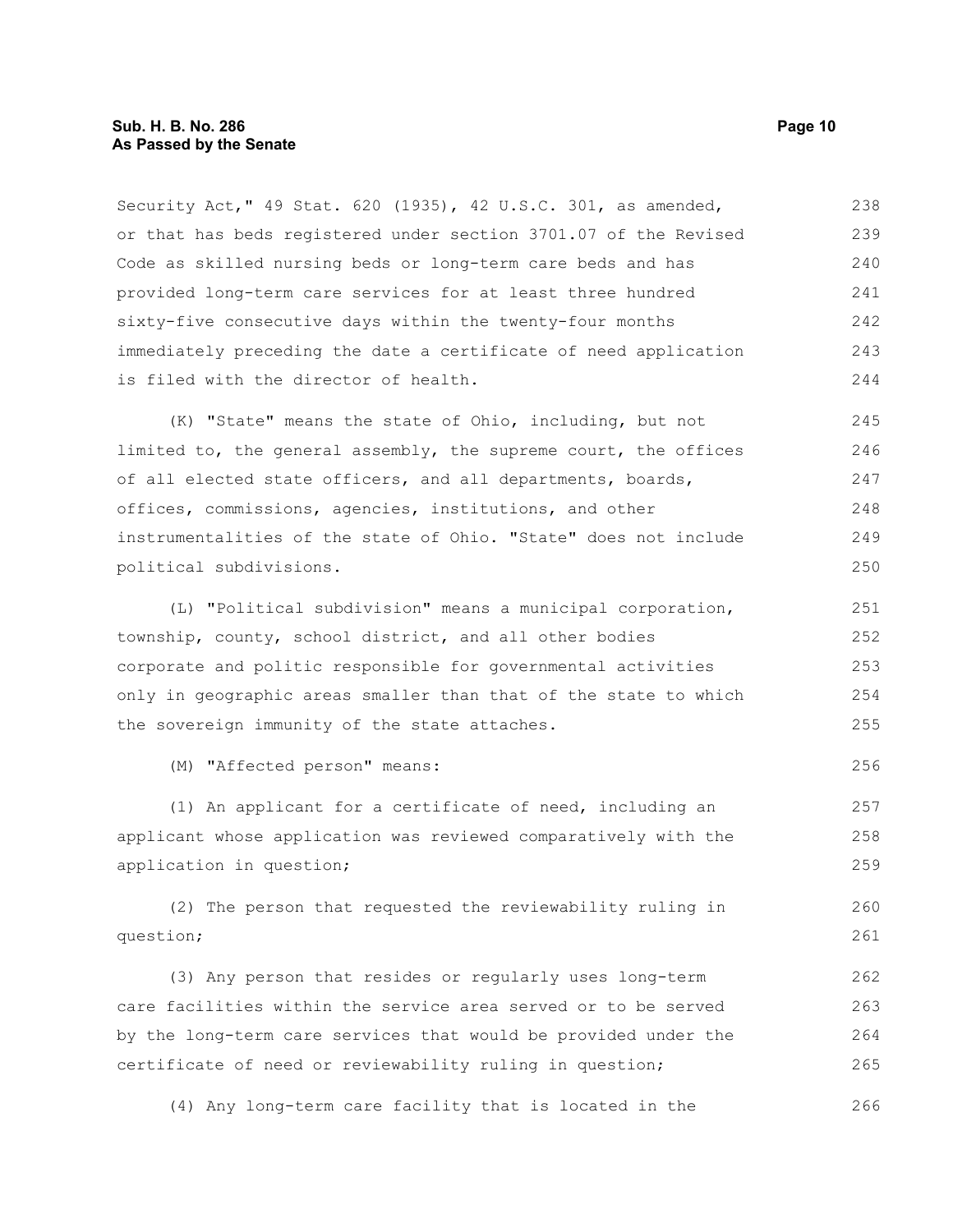Security Act," 49 Stat. 620 (1935), 42 U.S.C. 301, as amended, or that has beds registered under section 3701.07 of the Revised Code as skilled nursing beds or long-term care beds and has provided long-term care services for at least three hundred sixty-five consecutive days within the twenty-four months immediately preceding the date a certificate of need application is filed with the director of health.

(K) "State" means the state of Ohio, including, but not limited to, the general assembly, the supreme court, the offices of all elected state officers, and all departments, boards, offices, commissions, agencies, institutions, and other instrumentalities of the state of Ohio. "State" does not include political subdivisions.

(L) "Political subdivision" means a municipal corporation, township, county, school district, and all other bodies corporate and politic responsible for governmental activities only in geographic areas smaller than that of the state to which the sovereign immunity of the state attaches.

(M) "Affected person" means:

(1) An applicant for a certificate of need, including an applicant whose application was reviewed comparatively with the application in question;

(2) The person that requested the reviewability ruling in question;

(3) Any person that resides or regularly uses long-term care facilities within the service area served or to be served by the long-term care services that would be provided under the certificate of need or reviewability ruling in question;

(4) Any long-term care facility that is located in the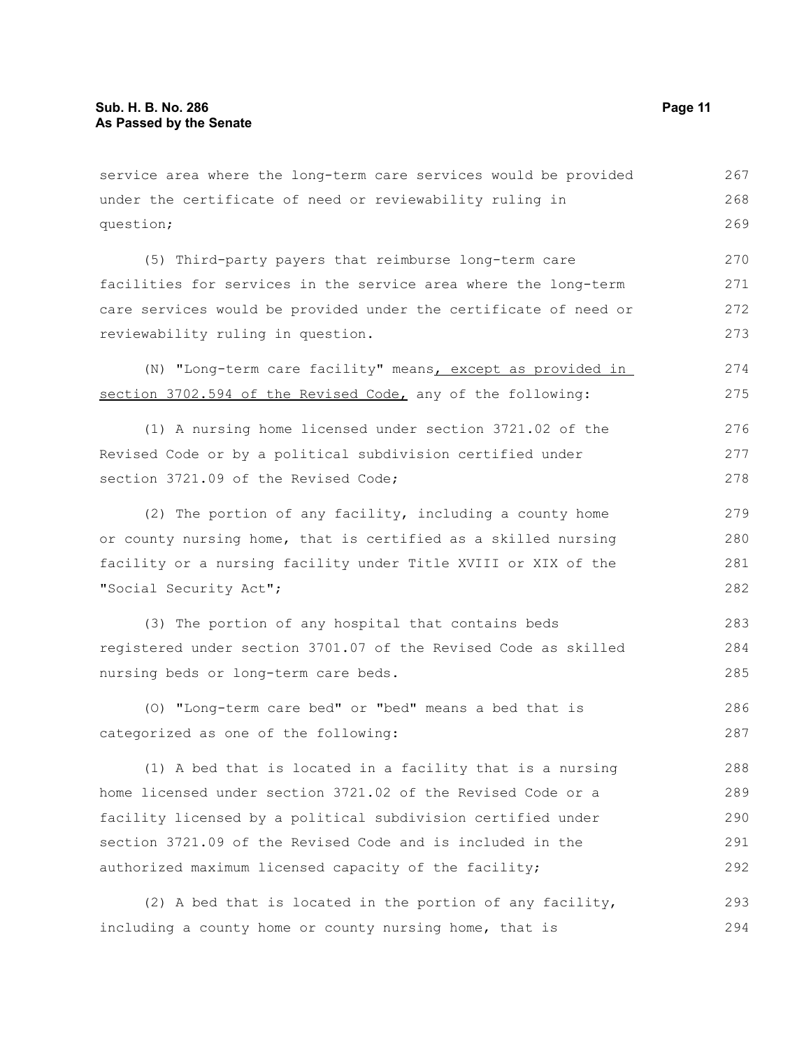service area where the long-term care services would be provided under the certificate of need or reviewability ruling in question;

(5) Third-party payers that reimburse long-term care facilities for services in the service area where the long-term care services would be provided under the certificate of need or reviewability ruling in question.

(N) "Long-term care facility" means, except as provided in section 3702.594 of the Revised Code, any of the following:

(1) A nursing home licensed under section 3721.02 of the Revised Code or by a political subdivision certified under section 3721.09 of the Revised Code;

(2) The portion of any facility, including a county home or county nursing home, that is certified as a skilled nursing facility or a nursing facility under Title XVIII or XIX of the "Social Security Act";

(3) The portion of any hospital that contains beds registered under section 3701.07 of the Revised Code as skilled nursing beds or long-term care beds.

(O) "Long-term care bed" or "bed" means a bed that is categorized as one of the following:

(1) A bed that is located in a facility that is a nursing home licensed under section 3721.02 of the Revised Code or a facility licensed by a political subdivision certified under section 3721.09 of the Revised Code and is included in the authorized maximum licensed capacity of the facility;

(2) A bed that is located in the portion of any facility, including a county home or county nursing home, that is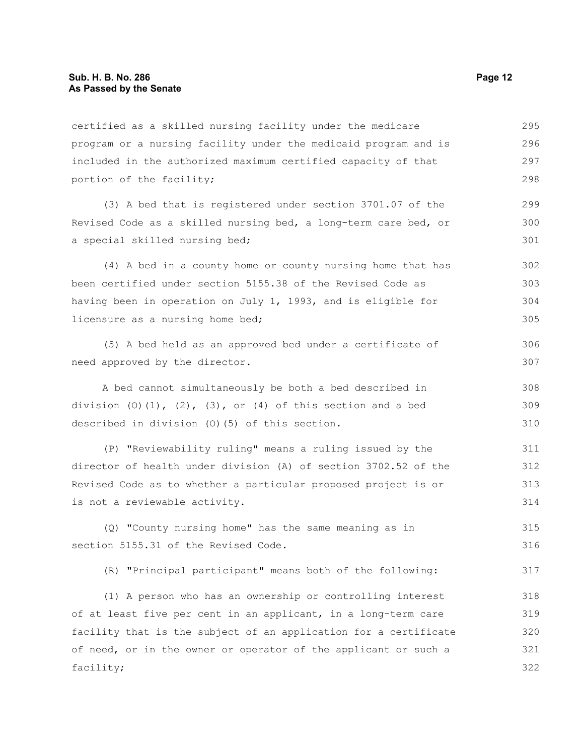certified as a skilled nursing facility under the medicare program or a nursing facility under the medicaid program and is included in the authorized maximum certified capacity of that portion of the facility;

(3) A bed that is registered under section 3701.07 of the Revised Code as a skilled nursing bed, a long-term care bed, or a special skilled nursing bed;

(4) A bed in a county home or county nursing home that has been certified under section 5155.38 of the Revised Code as having been in operation on July 1, 1993, and is eligible for licensure as a nursing home bed;

(5) A bed held as an approved bed under a certificate of need approved by the director.

A bed cannot simultaneously be both a bed described in division (O)(1), (2), (3), or (4) of this section and a bed described in division (O)(5) of this section.

(P) "Reviewability ruling" means a ruling issued by the director of health under division (A) of section 3702.52 of the Revised Code as to whether a particular proposed project is or is not a reviewable activity.

(Q) "County nursing home" has the same meaning as in section 5155.31 of the Revised Code.

(R) "Principal participant" means both of the following:

(1) A person who has an ownership or controlling interest of at least five per cent in an applicant, in a long-term care facility that is the subject of an application for a certificate of need, or in the owner or operator of the applicant or such a facility;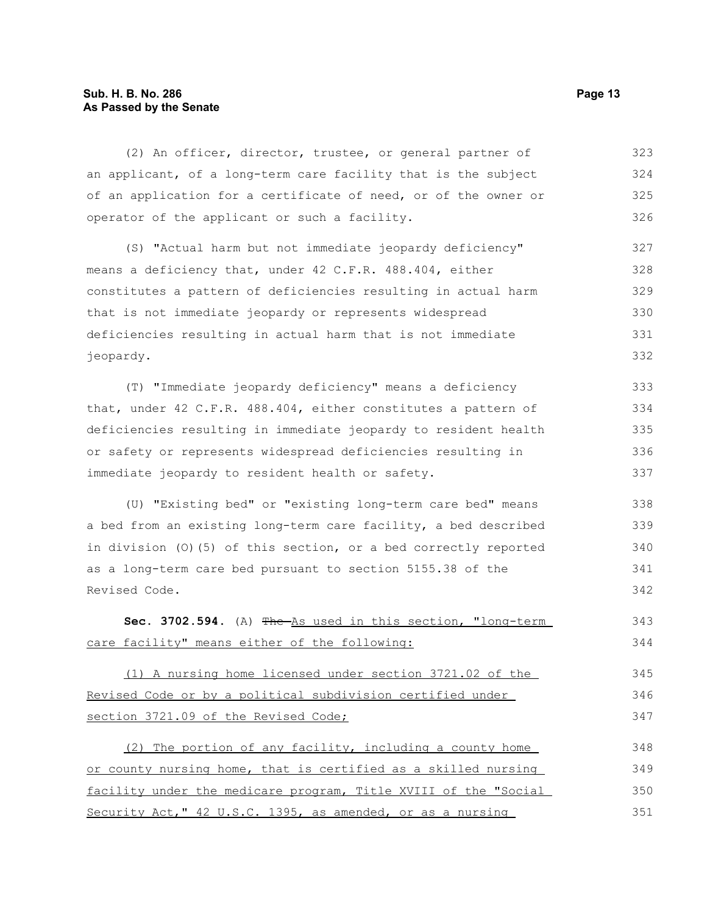(2) An officer, director, trustee, or general partner of an applicant, of a long-term care facility that is the subject of an application for a certificate of need, or of the owner or operator of the applicant or such a facility.

(S) "Actual harm but not immediate jeopardy deficiency" means a deficiency that, under 42 C.F.R. 488.404, either constitutes a pattern of deficiencies resulting in actual harm that is not immediate jeopardy or represents widespread deficiencies resulting in actual harm that is not immediate jeopardy.

(T) "Immediate jeopardy deficiency" means a deficiency that, under 42 C.F.R. 488.404, either constitutes a pattern of deficiencies resulting in immediate jeopardy to resident health or safety or represents widespread deficiencies resulting in immediate jeopardy to resident health or safety.

(U) "Existing bed" or "existing long-term care bed" means a bed from an existing long-term care facility, a bed described in division (O)(5) of this section, or a bed correctly reported as a long-term care bed pursuant to section 5155.38 of the Revised Code.

**Sec. 3702.594.** (A) ~~The~~ <u>As used in this section, "long-term care facility" means either of the following:</u>

<u>(1) A nursing home licensed under section 3721.02 of the Revised Code or by a political subdivision certified under section 3721.09 of the Revised Code;</u>

<u>(2) The portion of any facility, including a county home or county nursing home, that is certified as a skilled nursing facility under the medicare program, Title XVIII of the "Social Security Act," 42 U.S.C. 1395, as amended, or as a nursing</u>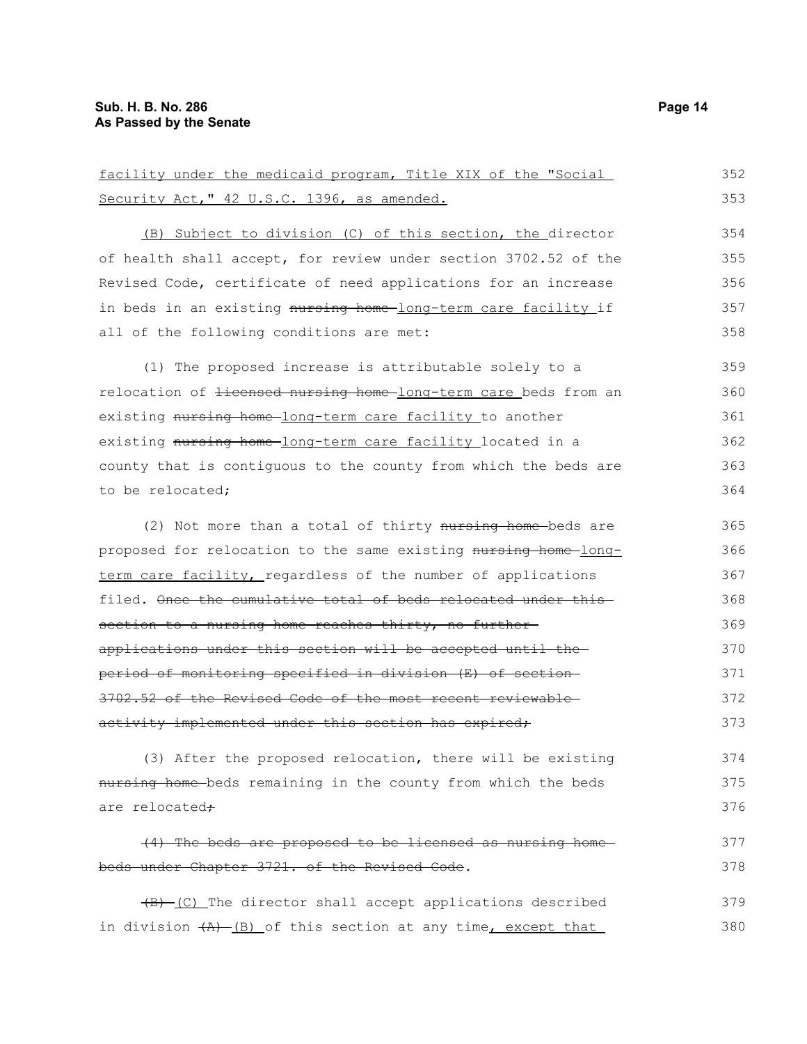facility under the medicaid program, Title XIX of the "Social Security Act," 42 U.S.C. 1396, as amended.

(B) Subject to division (C) of this section, the director of health shall accept, for review under section 3702.52 of the Revised Code, certificate of need applications for an increase in beds in an existing ~~nursing home~~ long-term care facility if all of the following conditions are met:

(1) The proposed increase is attributable solely to a relocation of ~~licensed nursing home~~ long-term care beds from an existing ~~nursing home~~ long-term care facility to another existing ~~nursing home~~ long-term care facility located in a county that is contiguous to the county from which the beds are to be relocated;

(2) Not more than a total of thirty ~~nursing home~~ beds are proposed for relocation to the same existing ~~nursing home~~ long-term care facility, regardless of the number of applications filed. ~~Once the cumulative total of beds relocated under this section to a nursing home reaches thirty, no further applications under this section will be accepted until the period of monitoring specified in division (E) of section 3702.52 of the Revised Code of the most recent reviewable activity implemented under this section has expired;~~

(3) After the proposed relocation, there will be existing ~~nursing home~~ beds remaining in the county from which the beds are relocated~~;~~

~~(4) The beds are proposed to be licensed as nursing home beds under Chapter 3721. of the Revised Code~~.

~~(B)~~ (C) The director shall accept applications described in division ~~(A)~~ (B) of this section at any time, except that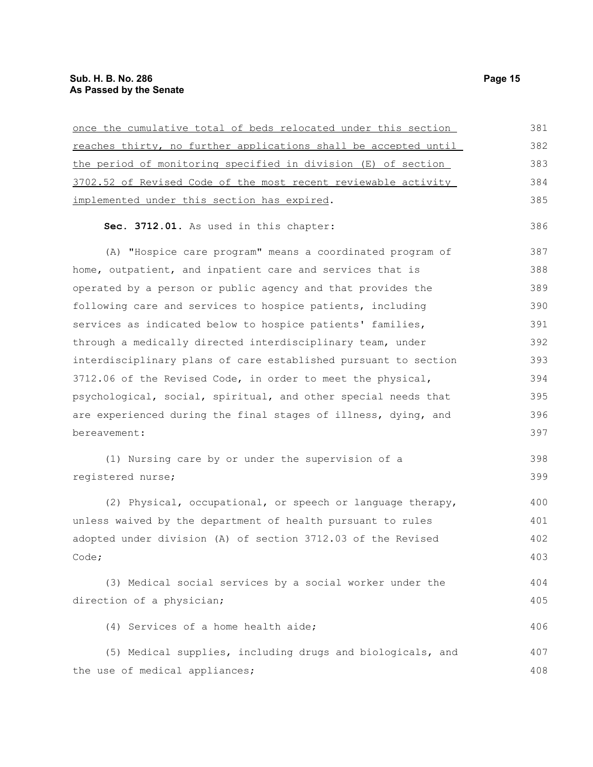once the cumulative total of beds relocated under this section reaches thirty, no further applications shall be accepted until the period of monitoring specified in division (E) of section 3702.52 of Revised Code of the most recent reviewable activity implemented under this section has expired.

**Sec. 3712.01.** As used in this chapter:

(A) "Hospice care program" means a coordinated program of home, outpatient, and inpatient care and services that is operated by a person or public agency and that provides the following care and services to hospice patients, including services as indicated below to hospice patients' families, through a medically directed interdisciplinary team, under interdisciplinary plans of care established pursuant to section 3712.06 of the Revised Code, in order to meet the physical, psychological, social, spiritual, and other special needs that are experienced during the final stages of illness, dying, and bereavement:

(1) Nursing care by or under the supervision of a registered nurse;

(2) Physical, occupational, or speech or language therapy, unless waived by the department of health pursuant to rules adopted under division (A) of section 3712.03 of the Revised Code;

(3) Medical social services by a social worker under the direction of a physician;

(4) Services of a home health aide;

(5) Medical supplies, including drugs and biologicals, and the use of medical appliances;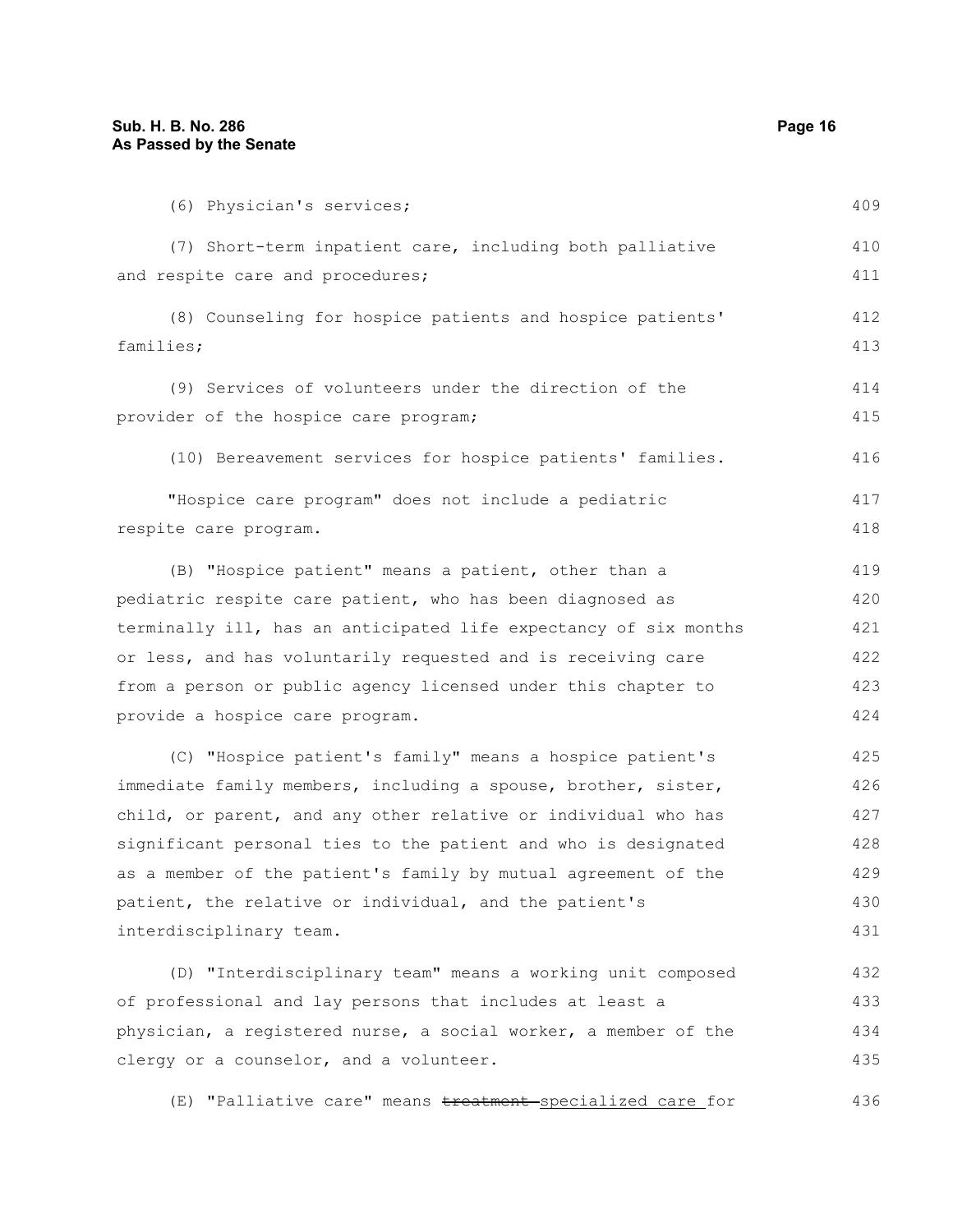(6) Physician's services;

(7) Short-term inpatient care, including both palliative and respite care and procedures;

(8) Counseling for hospice patients and hospice patients' families;

(9) Services of volunteers under the direction of the provider of the hospice care program;

(10) Bereavement services for hospice patients' families.

"Hospice care program" does not include a pediatric respite care program.

(B) "Hospice patient" means a patient, other than a pediatric respite care patient, who has been diagnosed as terminally ill, has an anticipated life expectancy of six months or less, and has voluntarily requested and is receiving care from a person or public agency licensed under this chapter to provide a hospice care program.

(C) "Hospice patient's family" means a hospice patient's immediate family members, including a spouse, brother, sister, child, or parent, and any other relative or individual who has significant personal ties to the patient and who is designated as a member of the patient's family by mutual agreement of the patient, the relative or individual, and the patient's interdisciplinary team.

(D) "Interdisciplinary team" means a working unit composed of professional and lay persons that includes at least a physician, a registered nurse, a social worker, a member of the clergy or a counselor, and a volunteer.

(E) "Palliative care" means ~~treatment~~ specialized care for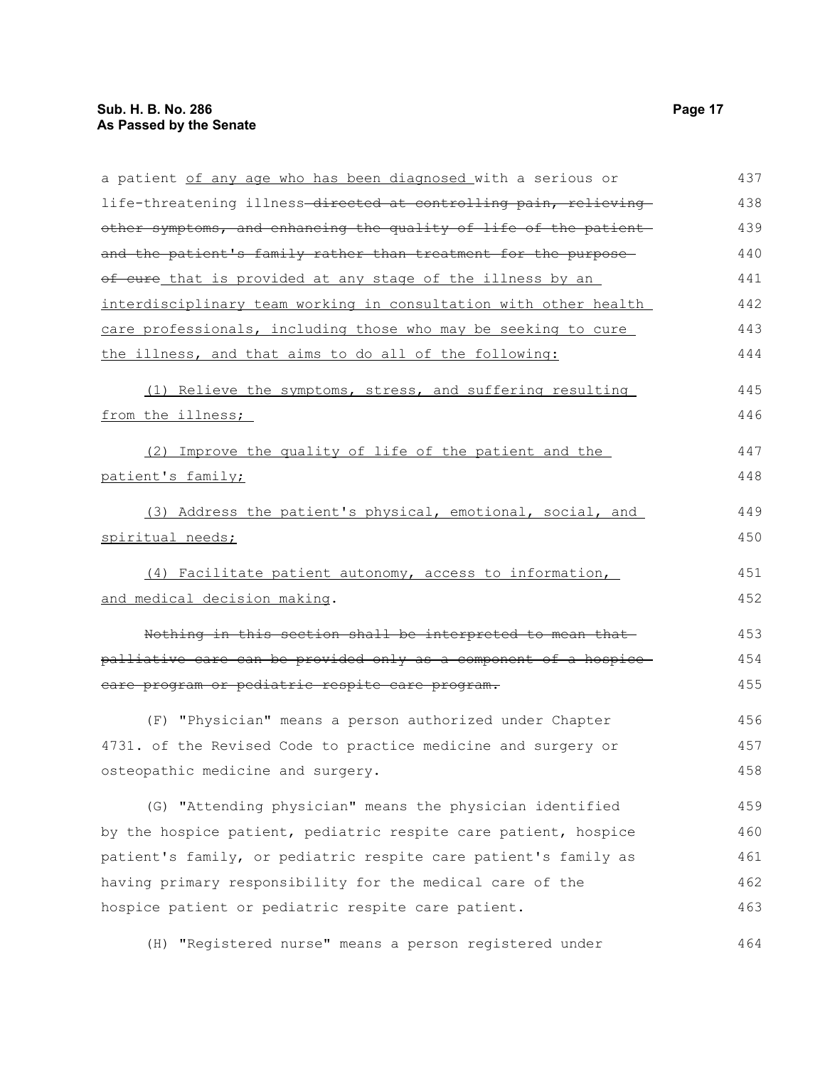a patient of any age who has been diagnosed with a serious or life-threatening illness ~~directed at controlling pain, relieving other symptoms, and enhancing the quality of life of the patient and the patient's family rather than treatment for the purpose of cure~~ that is provided at any stage of the illness by an interdisciplinary team working in consultation with other health care professionals, including those who may be seeking to cure the illness, and that aims to do all of the following:

(1) Relieve the symptoms, stress, and suffering resulting from the illness;

(2) Improve the quality of life of the patient and the patient's family;

(3) Address the patient's physical, emotional, social, and spiritual needs;

(4) Facilitate patient autonomy, access to information, and medical decision making.

~~Nothing in this section shall be interpreted to mean that palliative care can be provided only as a component of a hospice care program or pediatric respite care program.~~

(F) "Physician" means a person authorized under Chapter 4731. of the Revised Code to practice medicine and surgery or osteopathic medicine and surgery.

(G) "Attending physician" means the physician identified by the hospice patient, pediatric respite care patient, hospice patient's family, or pediatric respite care patient's family as having primary responsibility for the medical care of the hospice patient or pediatric respite care patient.

(H) "Registered nurse" means a person registered under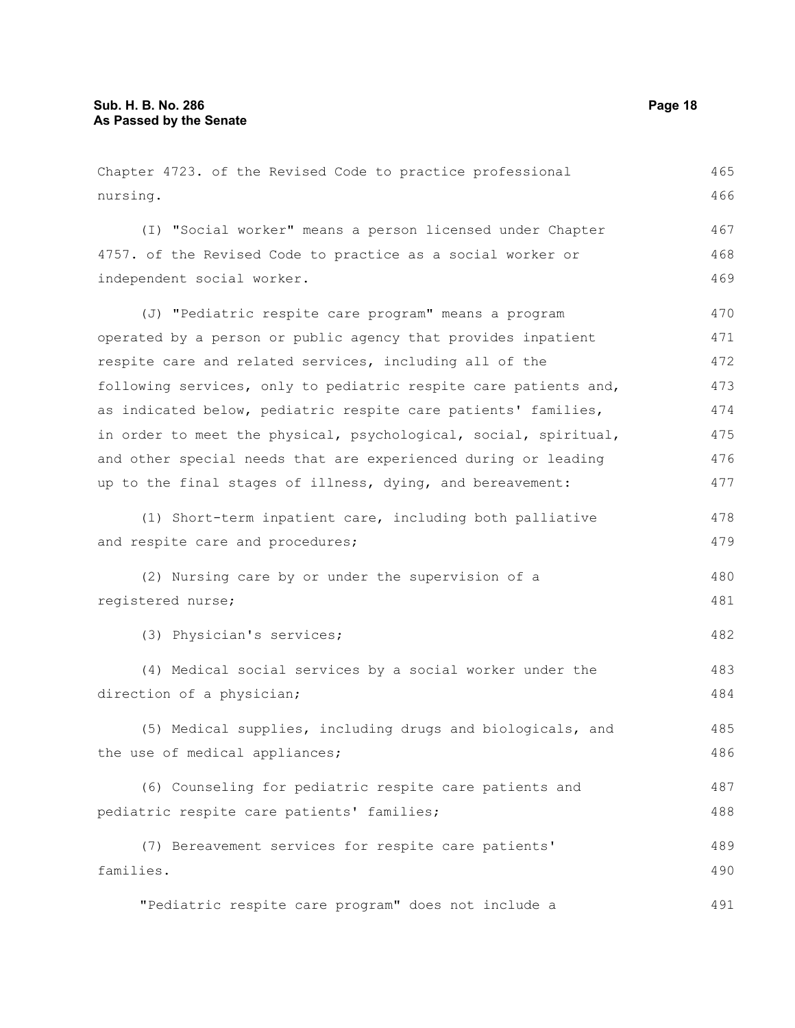Chapter 4723. of the Revised Code to practice professional nursing.

(I) "Social worker" means a person licensed under Chapter 4757. of the Revised Code to practice as a social worker or independent social worker.

(J) "Pediatric respite care program" means a program operated by a person or public agency that provides inpatient respite care and related services, including all of the following services, only to pediatric respite care patients and, as indicated below, pediatric respite care patients' families, in order to meet the physical, psychological, social, spiritual, and other special needs that are experienced during or leading up to the final stages of illness, dying, and bereavement:

(1) Short-term inpatient care, including both palliative and respite care and procedures;

(2) Nursing care by or under the supervision of a registered nurse;

(3) Physician's services;

(4) Medical social services by a social worker under the direction of a physician;

(5) Medical supplies, including drugs and biologicals, and the use of medical appliances;

(6) Counseling for pediatric respite care patients and pediatric respite care patients' families;

(7) Bereavement services for respite care patients' families.

"Pediatric respite care program" does not include a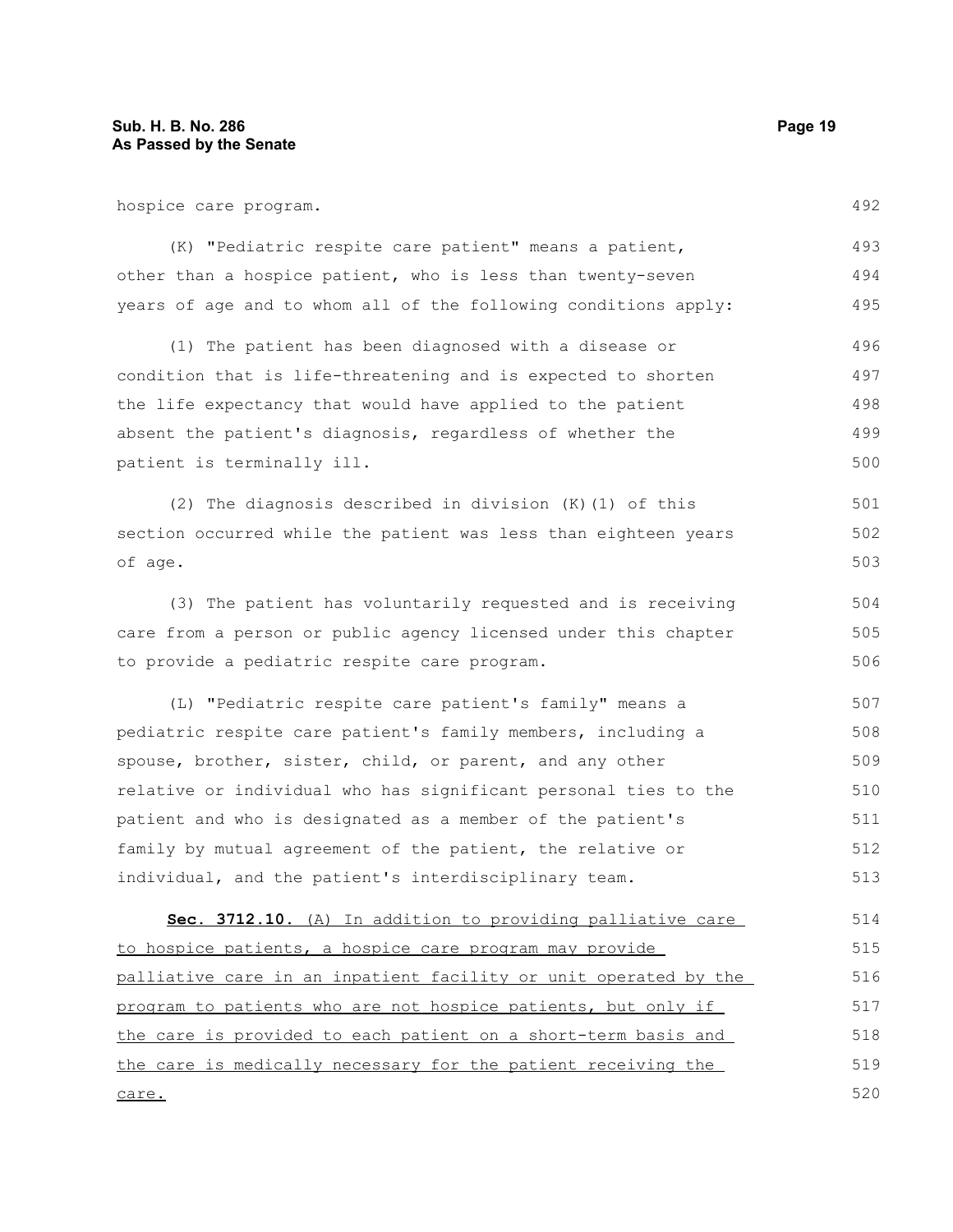hospice care program.

(K) "Pediatric respite care patient" means a patient, other than a hospice patient, who is less than twenty-seven years of age and to whom all of the following conditions apply:

(1) The patient has been diagnosed with a disease or condition that is life-threatening and is expected to shorten the life expectancy that would have applied to the patient absent the patient's diagnosis, regardless of whether the patient is terminally ill.

(2) The diagnosis described in division (K)(1) of this section occurred while the patient was less than eighteen years of age.

(3) The patient has voluntarily requested and is receiving care from a person or public agency licensed under this chapter to provide a pediatric respite care program.

(L) "Pediatric respite care patient's family" means a pediatric respite care patient's family members, including a spouse, brother, sister, child, or parent, and any other relative or individual who has significant personal ties to the patient and who is designated as a member of the patient's family by mutual agreement of the patient, the relative or individual, and the patient's interdisciplinary team.

**Sec. 3712.10.** (A) In addition to providing palliative care to hospice patients, a hospice care program may provide palliative care in an inpatient facility or unit operated by the program to patients who are not hospice patients, but only if the care is provided to each patient on a short-term basis and the care is medically necessary for the patient receiving the care.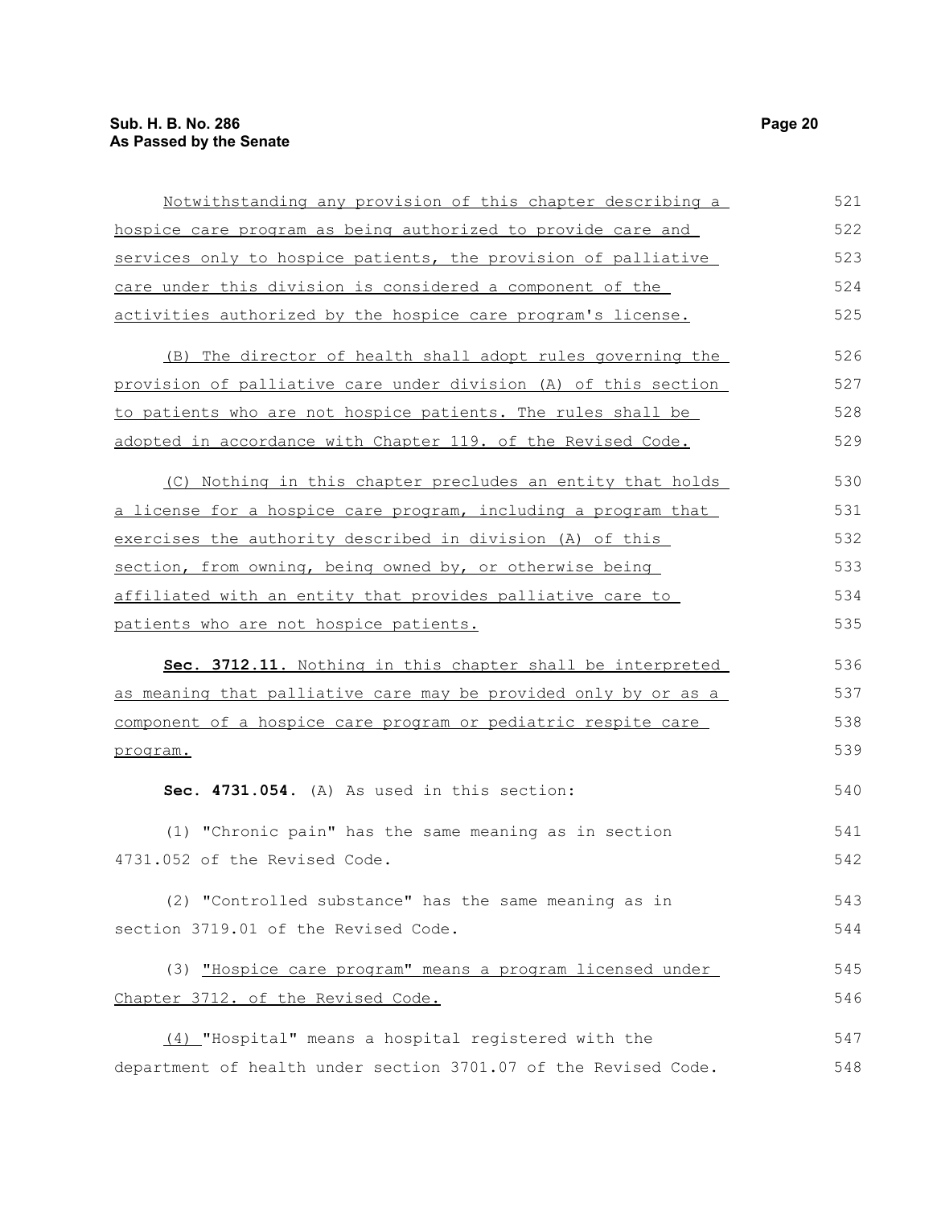Notwithstanding any provision of this chapter describing a hospice care program as being authorized to provide care and services only to hospice patients, the provision of palliative care under this division is considered a component of the activities authorized by the hospice care program's license.

(B) The director of health shall adopt rules governing the provision of palliative care under division (A) of this section to patients who are not hospice patients. The rules shall be adopted in accordance with Chapter 119. of the Revised Code.

(C) Nothing in this chapter precludes an entity that holds a license for a hospice care program, including a program that exercises the authority described in division (A) of this section, from owning, being owned by, or otherwise being affiliated with an entity that provides palliative care to patients who are not hospice patients.

**Sec. 3712.11.** Nothing in this chapter shall be interpreted as meaning that palliative care may be provided only by or as a component of a hospice care program or pediatric respite care program.

**Sec. 4731.054.** (A) As used in this section:

(1) "Chronic pain" has the same meaning as in section 4731.052 of the Revised Code.

(2) "Controlled substance" has the same meaning as in section 3719.01 of the Revised Code.

(3) "Hospice care program" means a program licensed under Chapter 3712. of the Revised Code.

(4) "Hospital" means a hospital registered with the department of health under section 3701.07 of the Revised Code.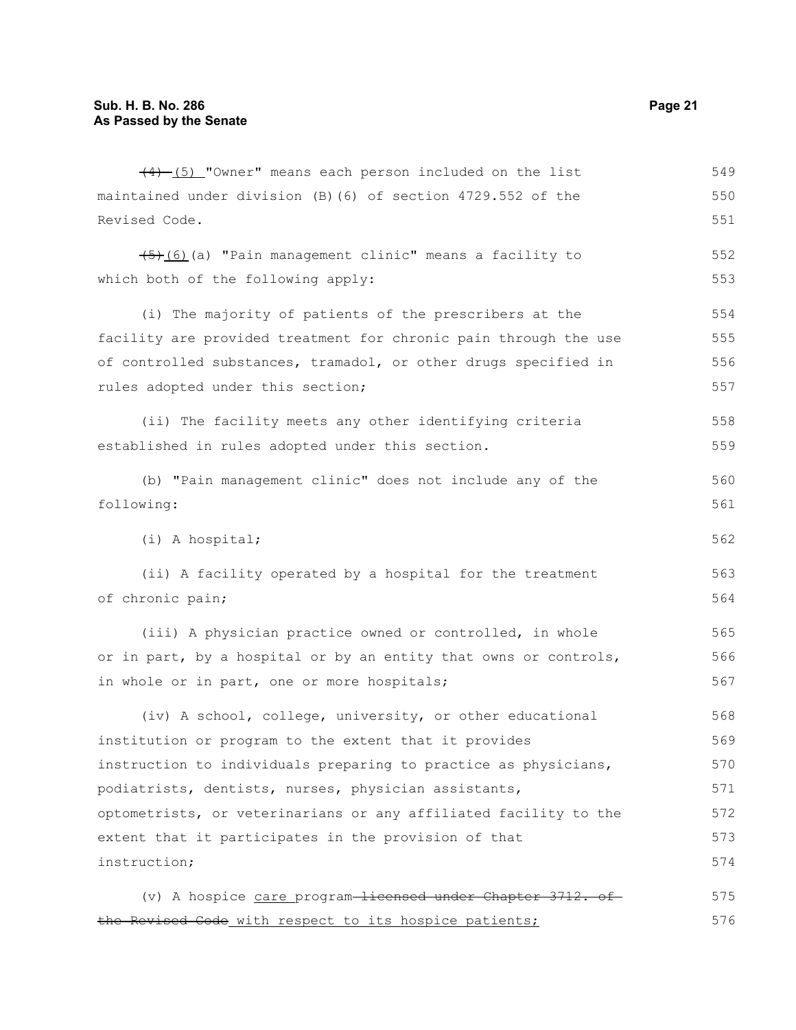~~(4)~~ (5) "Owner" means each person included on the list maintained under division (B)(6) of section 4729.552 of the Revised Code.

~~(5)~~(6)(a) "Pain management clinic" means a facility to which both of the following apply:

(i) The majority of patients of the prescribers at the facility are provided treatment for chronic pain through the use of controlled substances, tramadol, or other drugs specified in rules adopted under this section;

(ii) The facility meets any other identifying criteria established in rules adopted under this section.

(b) "Pain management clinic" does not include any of the following:

(i) A hospital;

(ii) A facility operated by a hospital for the treatment of chronic pain;

(iii) A physician practice owned or controlled, in whole or in part, by a hospital or by an entity that owns or controls, in whole or in part, one or more hospitals;

(iv) A school, college, university, or other educational institution or program to the extent that it provides instruction to individuals preparing to practice as physicians, podiatrists, dentists, nurses, physician assistants, optometrists, or veterinarians or any affiliated facility to the extent that it participates in the provision of that instruction;

(v) A hospice <u>care</u> program ~~licensed under Chapter 3712. of the Revised Code~~ <u>with respect to its hospice patients;</u>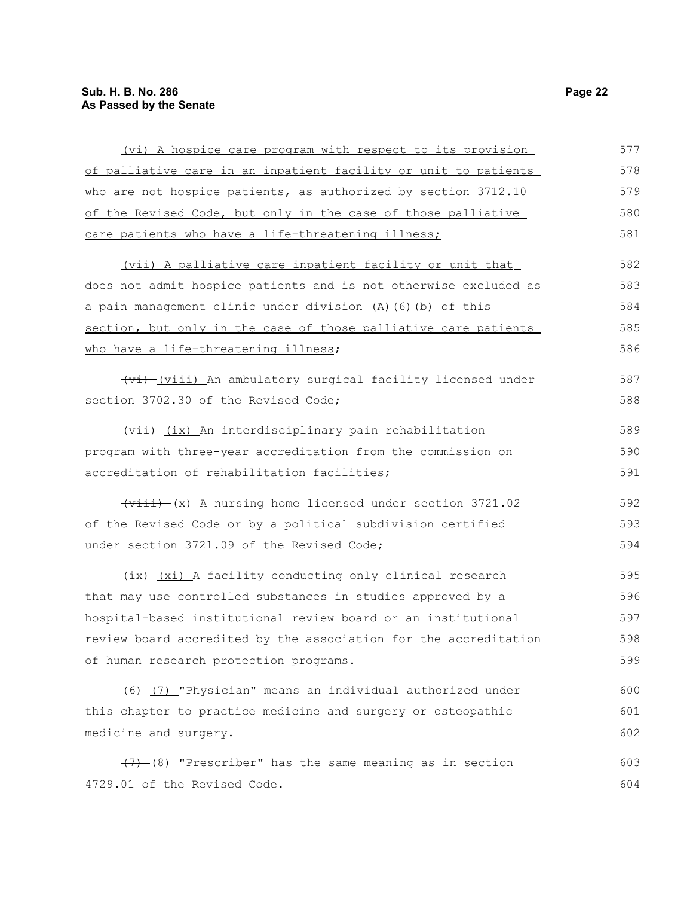(vi) A hospice care program with respect to its provision of palliative care in an inpatient facility or unit to patients who are not hospice patients, as authorized by section 3712.10 of the Revised Code, but only in the case of those palliative care patients who have a life-threatening illness;

(vii) A palliative care inpatient facility or unit that does not admit hospice patients and is not otherwise excluded as a pain management clinic under division (A)(6)(b) of this section, but only in the case of those palliative care patients who have a life-threatening illness;

~~(vi)~~ (viii) An ambulatory surgical facility licensed under section 3702.30 of the Revised Code;

~~(vii)~~ (ix) An interdisciplinary pain rehabilitation program with three-year accreditation from the commission on accreditation of rehabilitation facilities;

~~(viii)~~ (x) A nursing home licensed under section 3721.02 of the Revised Code or by a political subdivision certified under section 3721.09 of the Revised Code;

~~(ix)~~ (xi) A facility conducting only clinical research that may use controlled substances in studies approved by a hospital-based institutional review board or an institutional review board accredited by the association for the accreditation of human research protection programs.

~~(6)~~ (7) "Physician" means an individual authorized under this chapter to practice medicine and surgery or osteopathic medicine and surgery.

~~(7)~~ (8) "Prescriber" has the same meaning as in section 4729.01 of the Revised Code.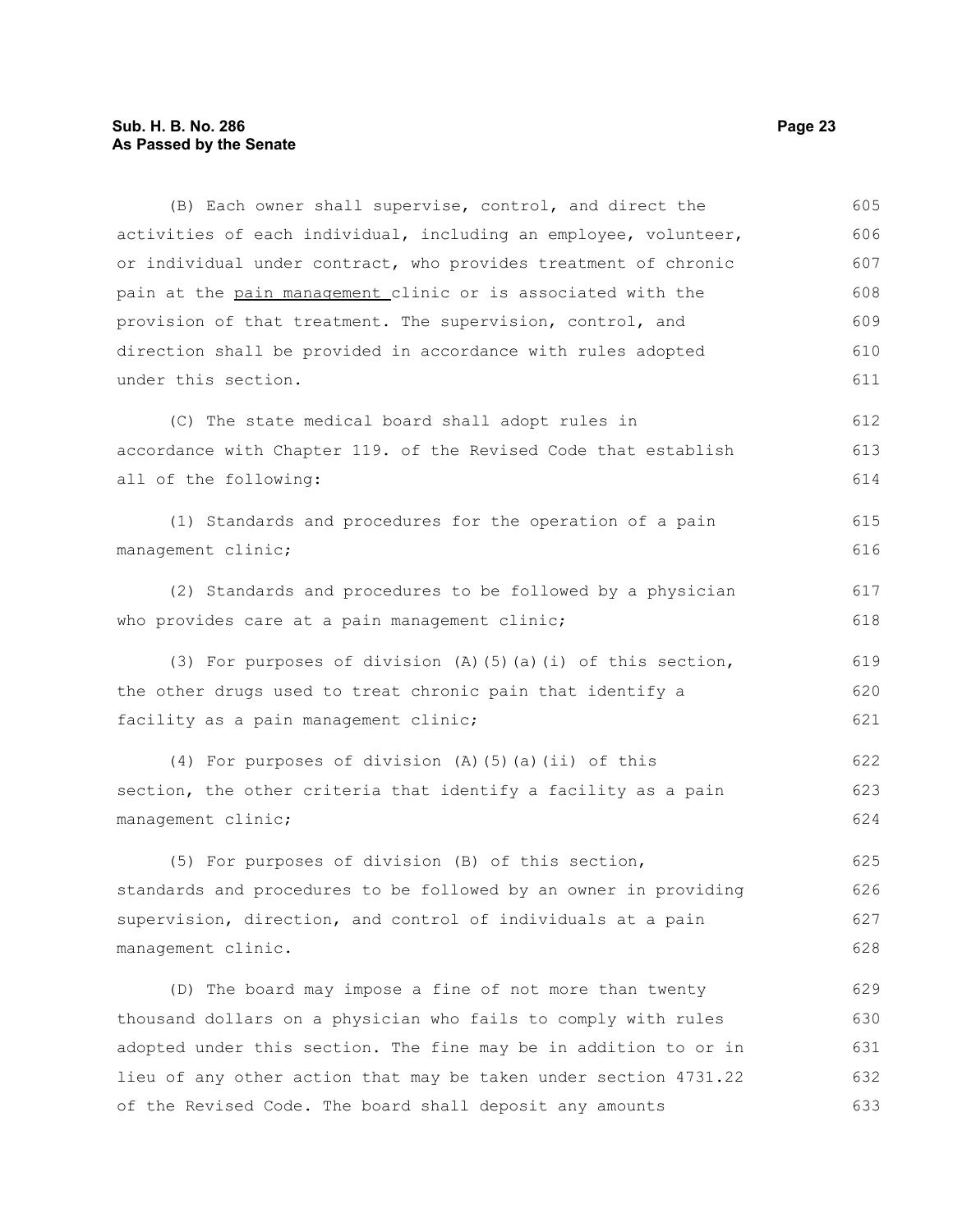(B) Each owner shall supervise, control, and direct the activities of each individual, including an employee, volunteer, or individual under contract, who provides treatment of chronic pain at the pain management clinic or is associated with the provision of that treatment. The supervision, control, and direction shall be provided in accordance with rules adopted under this section.

(C) The state medical board shall adopt rules in accordance with Chapter 119. of the Revised Code that establish all of the following:

(1) Standards and procedures for the operation of a pain management clinic;

(2) Standards and procedures to be followed by a physician who provides care at a pain management clinic;

(3) For purposes of division (A)(5)(a)(i) of this section, the other drugs used to treat chronic pain that identify a facility as a pain management clinic;

(4) For purposes of division (A)(5)(a)(ii) of this section, the other criteria that identify a facility as a pain management clinic;

(5) For purposes of division (B) of this section, standards and procedures to be followed by an owner in providing supervision, direction, and control of individuals at a pain management clinic.

(D) The board may impose a fine of not more than twenty thousand dollars on a physician who fails to comply with rules adopted under this section. The fine may be in addition to or in lieu of any other action that may be taken under section 4731.22 of the Revised Code. The board shall deposit any amounts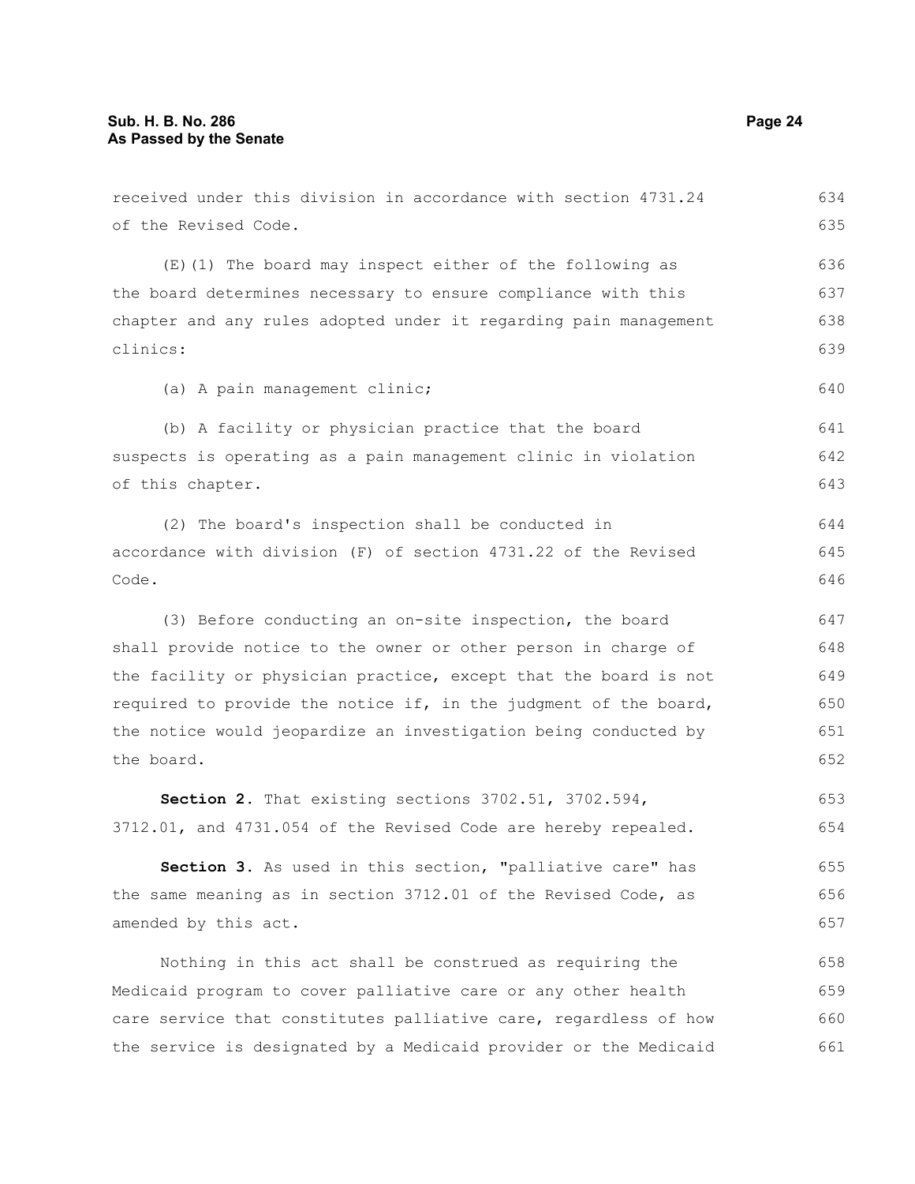received under this division in accordance with section 4731.24 of the Revised Code.

(E)(1) The board may inspect either of the following as the board determines necessary to ensure compliance with this chapter and any rules adopted under it regarding pain management clinics:

(a) A pain management clinic;

(b) A facility or physician practice that the board suspects is operating as a pain management clinic in violation of this chapter.

(2) The board's inspection shall be conducted in accordance with division (F) of section 4731.22 of the Revised Code.

(3) Before conducting an on-site inspection, the board shall provide notice to the owner or other person in charge of the facility or physician practice, except that the board is not required to provide the notice if, in the judgment of the board, the notice would jeopardize an investigation being conducted by the board.

**Section 2.** That existing sections 3702.51, 3702.594, 3712.01, and 4731.054 of the Revised Code are hereby repealed.

**Section 3.** As used in this section, "palliative care" has the same meaning as in section 3712.01 of the Revised Code, as amended by this act.

Nothing in this act shall be construed as requiring the Medicaid program to cover palliative care or any other health care service that constitutes palliative care, regardless of how the service is designated by a Medicaid provider or the Medicaid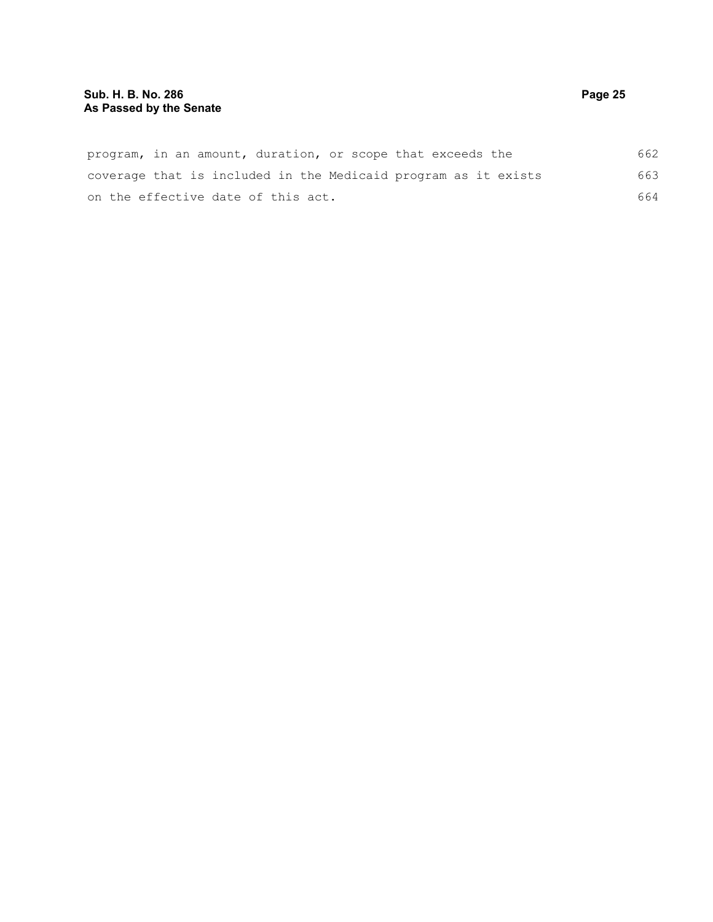program, in an amount, duration, or scope that exceeds the coverage that is included in the Medicaid program as it exists on the effective date of this act.